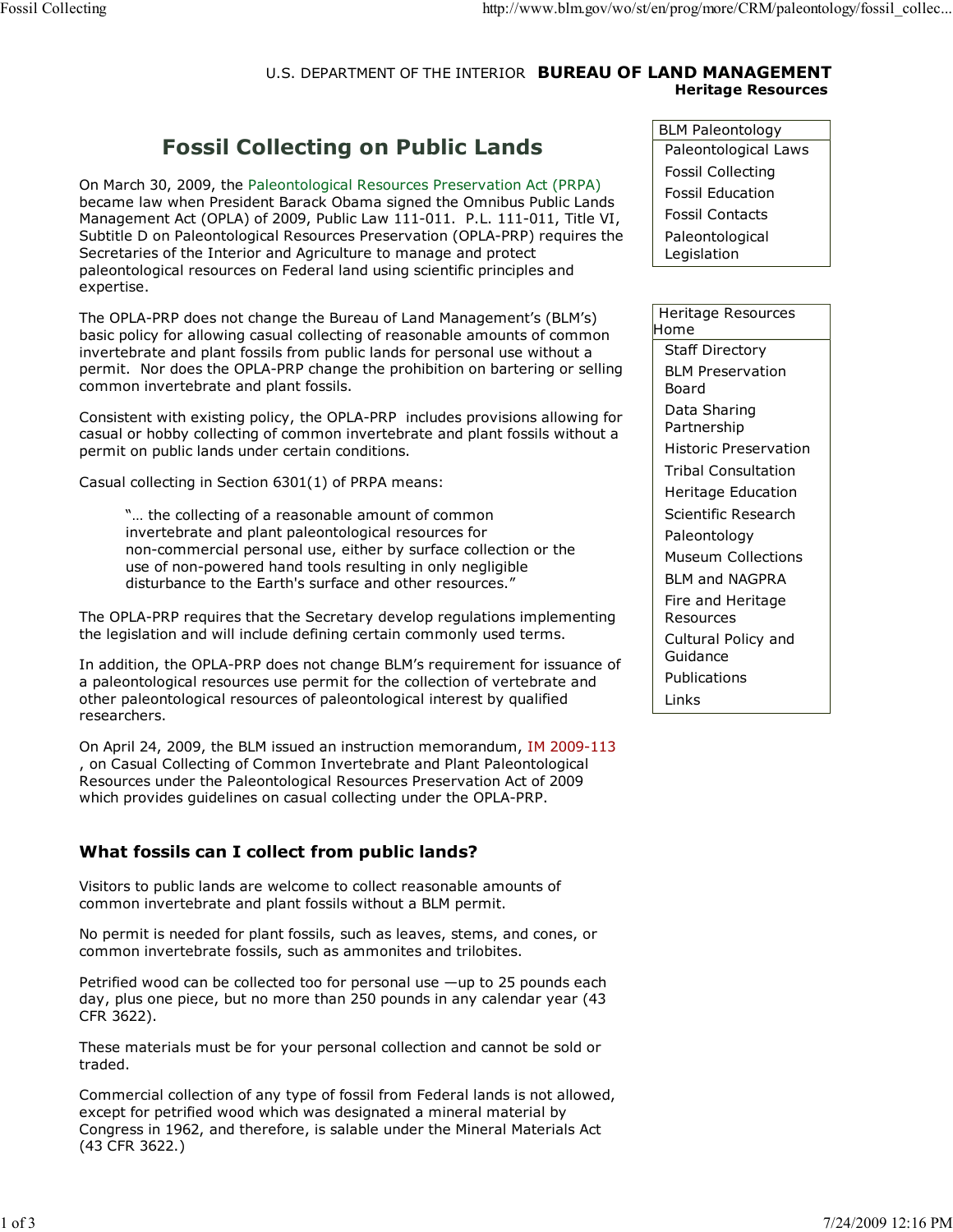U.S. DEPARTMENT OF THE INTERIOR **BUREAU OF LAND MANAGEMENT**
**Heritage Resources**

# Fossil Collecting on Public Lands

On March 30, 2009, the Paleontological Resources Preservation Act (PRPA) became law when President Barack Obama signed the Omnibus Public Lands Management Act (OPLA) of 2009, Public Law 111-011. P.L. 111-011, Title VI, Subtitle D on Paleontological Resources Preservation (OPLA-PRP) requires the Secretaries of the Interior and Agriculture to manage and protect paleontological resources on Federal land using scientific principles and expertise.

The OPLA-PRP does not change the Bureau of Land Management's (BLM's) basic policy for allowing casual collecting of reasonable amounts of common invertebrate and plant fossils from public lands for personal use without a permit. Nor does the OPLA-PRP change the prohibition on bartering or selling common invertebrate and plant fossils.

Consistent with existing policy, the OPLA-PRP includes provisions allowing for casual or hobby collecting of common invertebrate and plant fossils without a permit on public lands under certain conditions.

Casual collecting in Section 6301(1) of PRPA means:

> "… the collecting of a reasonable amount of common invertebrate and plant paleontological resources for non-commercial personal use, either by surface collection or the use of non-powered hand tools resulting in only negligible disturbance to the Earth's surface and other resources."

The OPLA-PRP requires that the Secretary develop regulations implementing the legislation and will include defining certain commonly used terms.

In addition, the OPLA-PRP does not change BLM's requirement for issuance of a paleontological resources use permit for the collection of vertebrate and other paleontological resources of paleontological interest by qualified researchers.

On April 24, 2009, the BLM issued an instruction memorandum, IM 2009-113 , on Casual Collecting of Common Invertebrate and Plant Paleontological Resources under the Paleontological Resources Preservation Act of 2009 which provides guidelines on casual collecting under the OPLA-PRP.

## What fossils can I collect from public lands?

Visitors to public lands are welcome to collect reasonable amounts of common invertebrate and plant fossils without a BLM permit.

No permit is needed for plant fossils, such as leaves, stems, and cones, or common invertebrate fossils, such as ammonites and trilobites.

Petrified wood can be collected too for personal use —up to 25 pounds each day, plus one piece, but no more than 250 pounds in any calendar year (43 CFR 3622).

These materials must be for your personal collection and cannot be sold or traded.

Commercial collection of any type of fossil from Federal lands is not allowed, except for petrified wood which was designated a mineral material by Congress in 1962, and therefore, is salable under the Mineral Materials Act (43 CFR 3622.)

- BLM Paleontology
  - Paleontological Laws
  - Fossil Collecting
  - Fossil Education
  - Fossil Contacts
  - Paleontological Legislation

- Heritage Resources Home
  - Staff Directory
  - BLM Preservation Board
  - Data Sharing Partnership
  - Historic Preservation
  - Tribal Consultation
  - Heritage Education
  - Scientific Research
  - Paleontology
  - Museum Collections
  - BLM and NAGPRA
  - Fire and Heritage Resources
  - Cultural Policy and Guidance
  - Publications
  - Links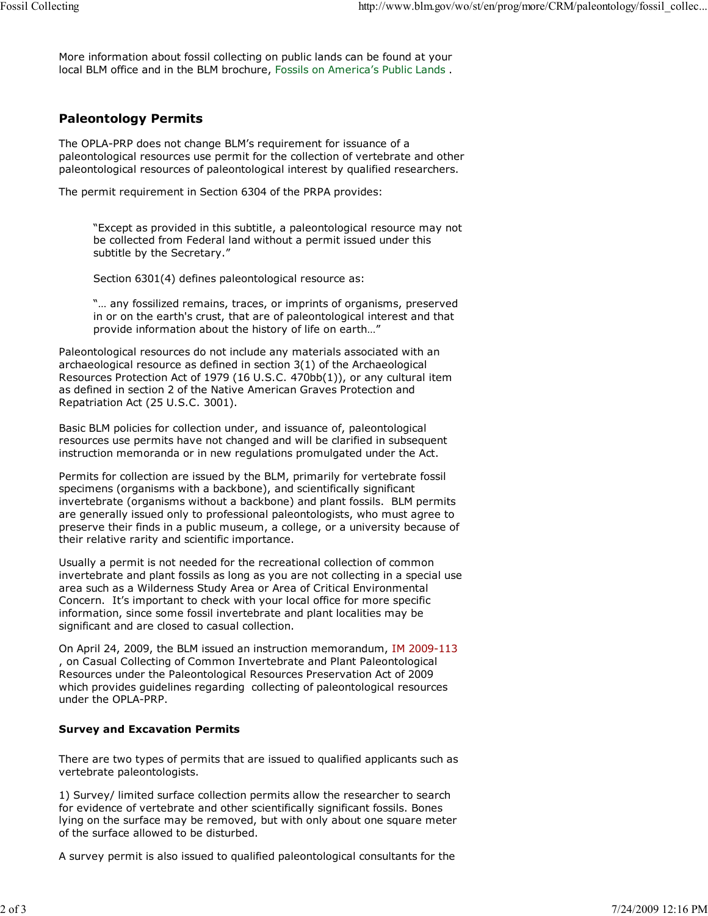More information about fossil collecting on public lands can be found at your local BLM office and in the BLM brochure, Fossils on America's Public Lands .

## Paleontology Permits

The OPLA-PRP does not change BLM's requirement for issuance of a paleontological resources use permit for the collection of vertebrate and other paleontological resources of paleontological interest by qualified researchers.

The permit requirement in Section 6304 of the PRPA provides:

> "Except as provided in this subtitle, a paleontological resource may not be collected from Federal land without a permit issued under this subtitle by the Secretary."
>
> Section 6301(4) defines paleontological resource as:
>
> "… any fossilized remains, traces, or imprints of organisms, preserved in or on the earth's crust, that are of paleontological interest and that provide information about the history of life on earth…"

Paleontological resources do not include any materials associated with an archaeological resource as defined in section 3(1) of the Archaeological Resources Protection Act of 1979 (16 U.S.C. 470bb(1)), or any cultural item as defined in section 2 of the Native American Graves Protection and Repatriation Act (25 U.S.C. 3001).

Basic BLM policies for collection under, and issuance of, paleontological resources use permits have not changed and will be clarified in subsequent instruction memoranda or in new regulations promulgated under the Act.

Permits for collection are issued by the BLM, primarily for vertebrate fossil specimens (organisms with a backbone), and scientifically significant invertebrate (organisms without a backbone) and plant fossils. BLM permits are generally issued only to professional paleontologists, who must agree to preserve their finds in a public museum, a college, or a university because of their relative rarity and scientific importance.

Usually a permit is not needed for the recreational collection of common invertebrate and plant fossils as long as you are not collecting in a special use area such as a Wilderness Study Area or Area of Critical Environmental Concern. It's important to check with your local office for more specific information, since some fossil invertebrate and plant localities may be significant and are closed to casual collection.

On April 24, 2009, the BLM issued an instruction memorandum, IM 2009-113 , on Casual Collecting of Common Invertebrate and Plant Paleontological Resources under the Paleontological Resources Preservation Act of 2009 which provides guidelines regarding collecting of paleontological resources under the OPLA-PRP.

### Survey and Excavation Permits

There are two types of permits that are issued to qualified applicants such as vertebrate paleontologists.

1) Survey/ limited surface collection permits allow the researcher to search for evidence of vertebrate and other scientifically significant fossils. Bones lying on the surface may be removed, but with only about one square meter of the surface allowed to be disturbed.

A survey permit is also issued to qualified paleontological consultants for the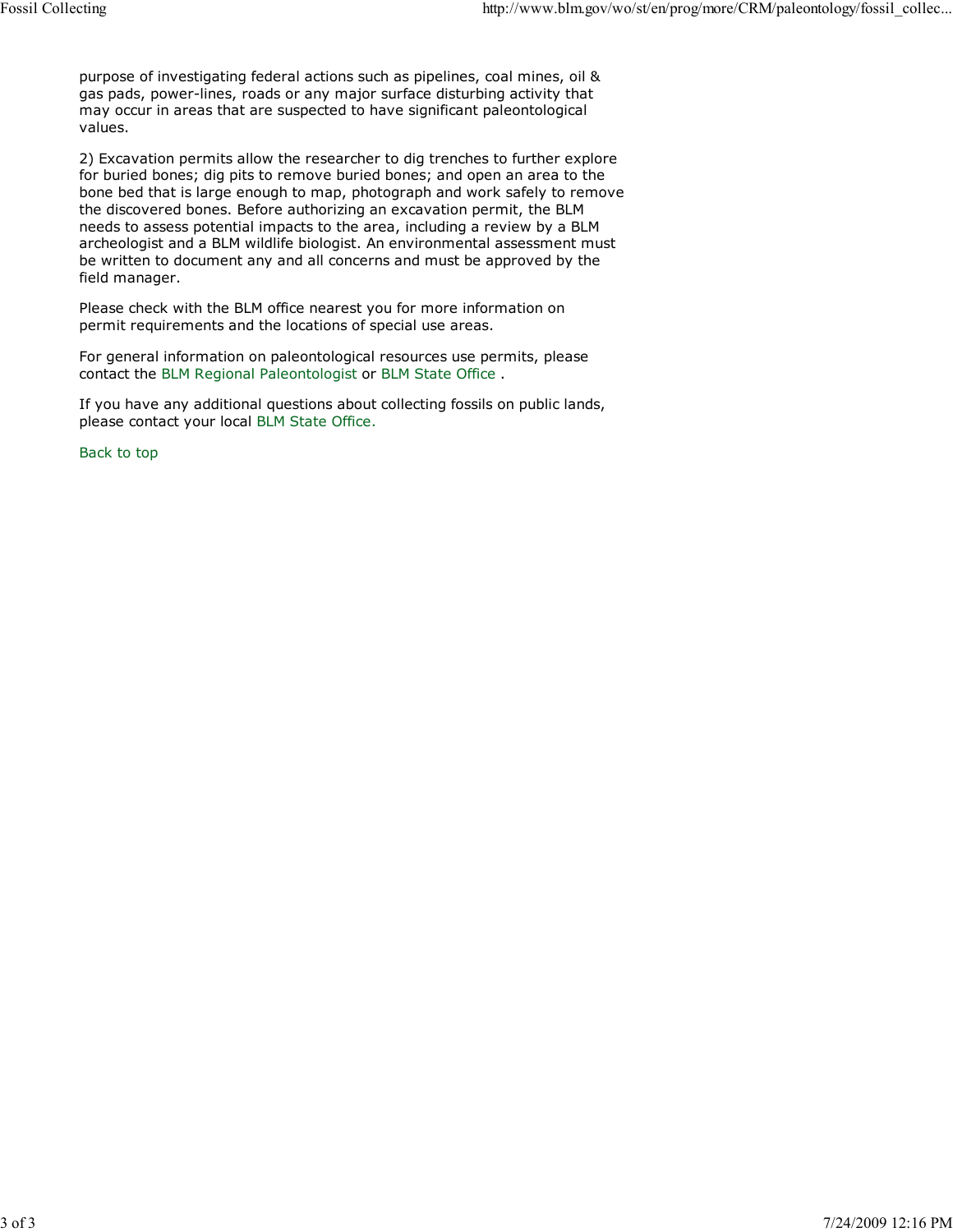purpose of investigating federal actions such as pipelines, coal mines, oil & gas pads, power-lines, roads or any major surface disturbing activity that may occur in areas that are suspected to have significant paleontological values.

2) Excavation permits allow the researcher to dig trenches to further explore for buried bones; dig pits to remove buried bones; and open an area to the bone bed that is large enough to map, photograph and work safely to remove the discovered bones. Before authorizing an excavation permit, the BLM needs to assess potential impacts to the area, including a review by a BLM archeologist and a BLM wildlife biologist. An environmental assessment must be written to document any and all concerns and must be approved by the field manager.

Please check with the BLM office nearest you for more information on permit requirements and the locations of special use areas.

For general information on paleontological resources use permits, please contact the BLM Regional Paleontologist or BLM State Office .

If you have any additional questions about collecting fossils on public lands, please contact your local BLM State Office.

Back to top